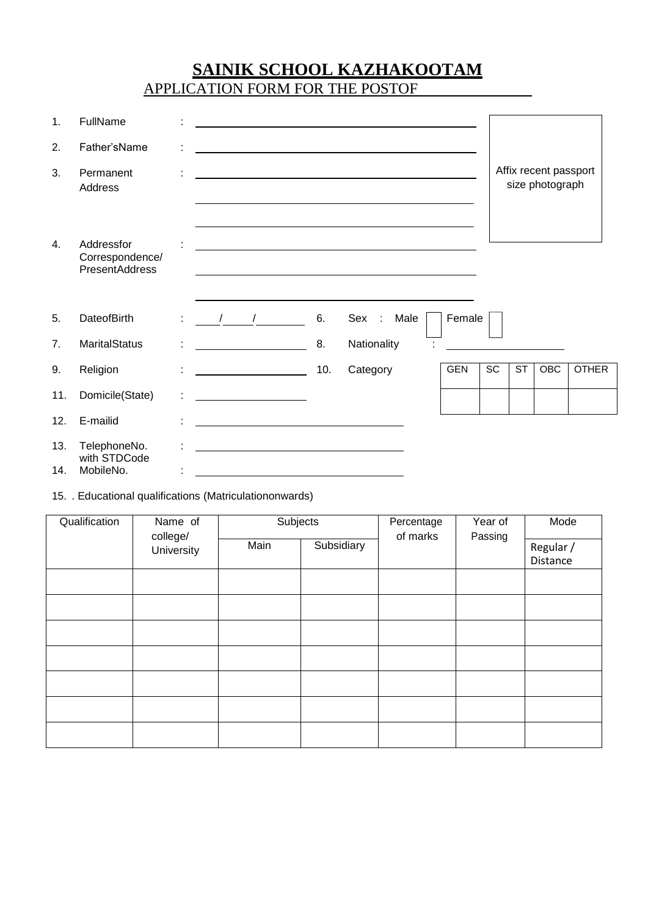# SAINIK SCHOOL KAZHAKOOTAM

## APPLICATION FORM FOR THE POSTOF ______________

Affix recent passport size photograph

1. FullName : ______________________________
2. Father'sName : ______________________________
3. Permanent Address : ______________________________
   ______________________________
   ______________________________
4. Addressfor Correspondence/ PresentAddress : ______________________________
   ______________________________
   ______________________________
5. DateofBirth : ____/____/________
6. Sex : Male [ ] Female [ ]
7. MaritalStatus : ______________
8. Nationality : ______________
9. Religion : ______________
10. Category

| GEN | SC | ST | OBC | OTHER |
|---|---|---|---|---|
| | | | | |

11. Domicile(State) : ______________
12. E-mailid : ______________________
13. TelephoneNo. with STDCode : ______________________
14. MobileNo. : ______________________

15. . Educational qualifications (Matriculationonwards)

| Qualification | Name of college/ University | Subjects | | Percentage of marks | Year of Passing | Mode |
|---|---|---|---|---|---|---|
| | | Main | Subsidiary | | | Regular / Distance |
| | | | | | | |
| | | | | | | |
| | | | | | | |
| | | | | | | |
| | | | | | | |
| | | | | | | |
| | | | | | | |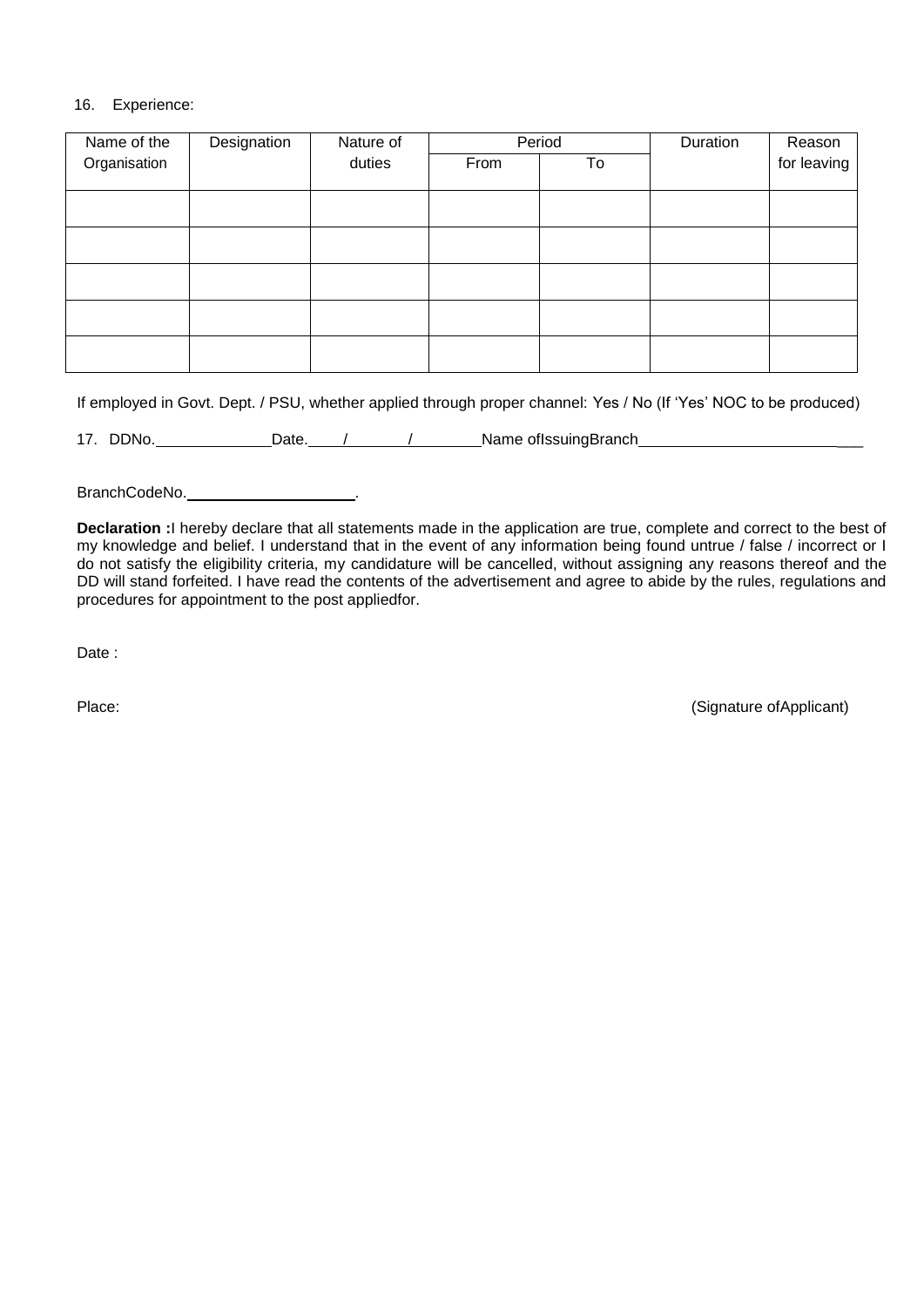16. Experience:

| Name of the Organisation | Designation | Nature of duties | Period | | Duration | Reason for leaving |
|---|---|---|---|---|---|---|
| | | | From | To | | |
| | | | | | | |
| | | | | | | |
| | | | | | | |
| | | | | | | |
| | | | | | | |

If employed in Govt. Dept. / PSU, whether applied through proper channel: Yes / No (If 'Yes' NOC to be produced)

17. DDNo.______________Date.____/________/________Name ofIssuingBranch___________________________

BranchCodeNo.____________________.

**Declaration :**I hereby declare that all statements made in the application are true, complete and correct to the best of my knowledge and belief. I understand that in the event of any information being found untrue / false / incorrect or I do not satisfy the eligibility criteria, my candidature will be cancelled, without assigning any reasons thereof and the DD will stand forfeited. I have read the contents of the advertisement and agree to abide by the rules, regulations and procedures for appointment to the post appliedfor.

Date :

Place: (Signature ofApplicant)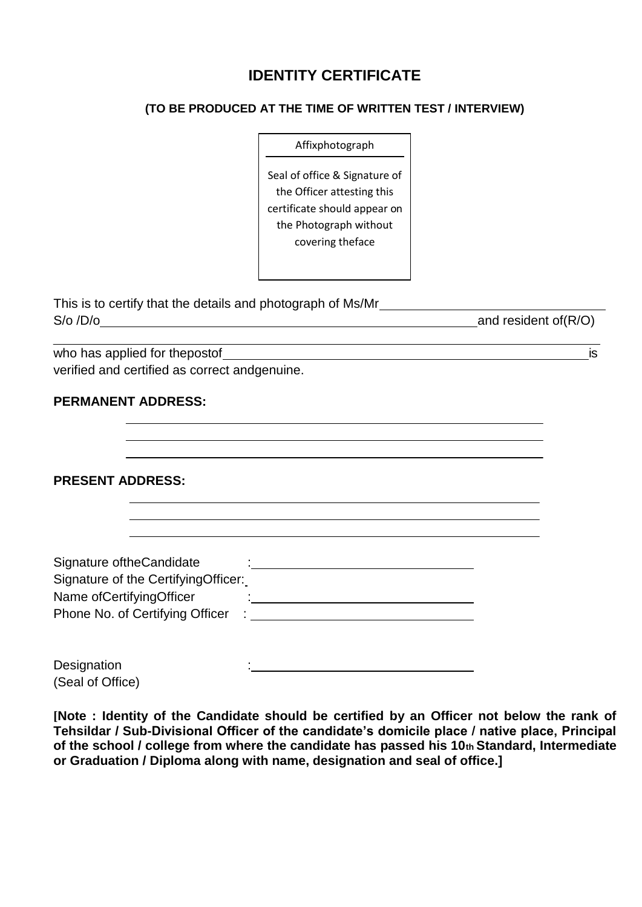# IDENTITY CERTIFICATE

**(TO BE PRODUCED AT THE TIME OF WRITTEN TEST / INTERVIEW)**

Affixphotograph

Seal of office & Signature of the Officer attesting this certificate should appear on the Photograph without covering theface

This is to certify that the details and photograph of Ms/Mr ______________________
S/o /D/o ______________________________________________ and resident of(R/O)
__________________________________________________________________________
who has applied for thepostof ________________________________________________ is verified and certified as correct andgenuine.

**PERMANENT ADDRESS:**

______________________________________________________
______________________________________________________
______________________________________________________

**PRESENT ADDRESS:**

______________________________________________________
______________________________________________________
______________________________________________________

Signature oftheCandidate : ______________________
Signature of the CertifyingOfficer: ______________________
Name ofCertifyingOfficer : ______________________
Phone No. of Certifying Officer : ______________________

Designation : ______________________
(Seal of Office)

**[Note : Identity of the Candidate should be certified by an Officer not below the rank of Tehsildar / Sub-Divisional Officer of the candidate's domicile place / native place, Principal of the school / college from where the candidate has passed his 10th Standard, Intermediate or Graduation / Diploma along with name, designation and seal of office.]**